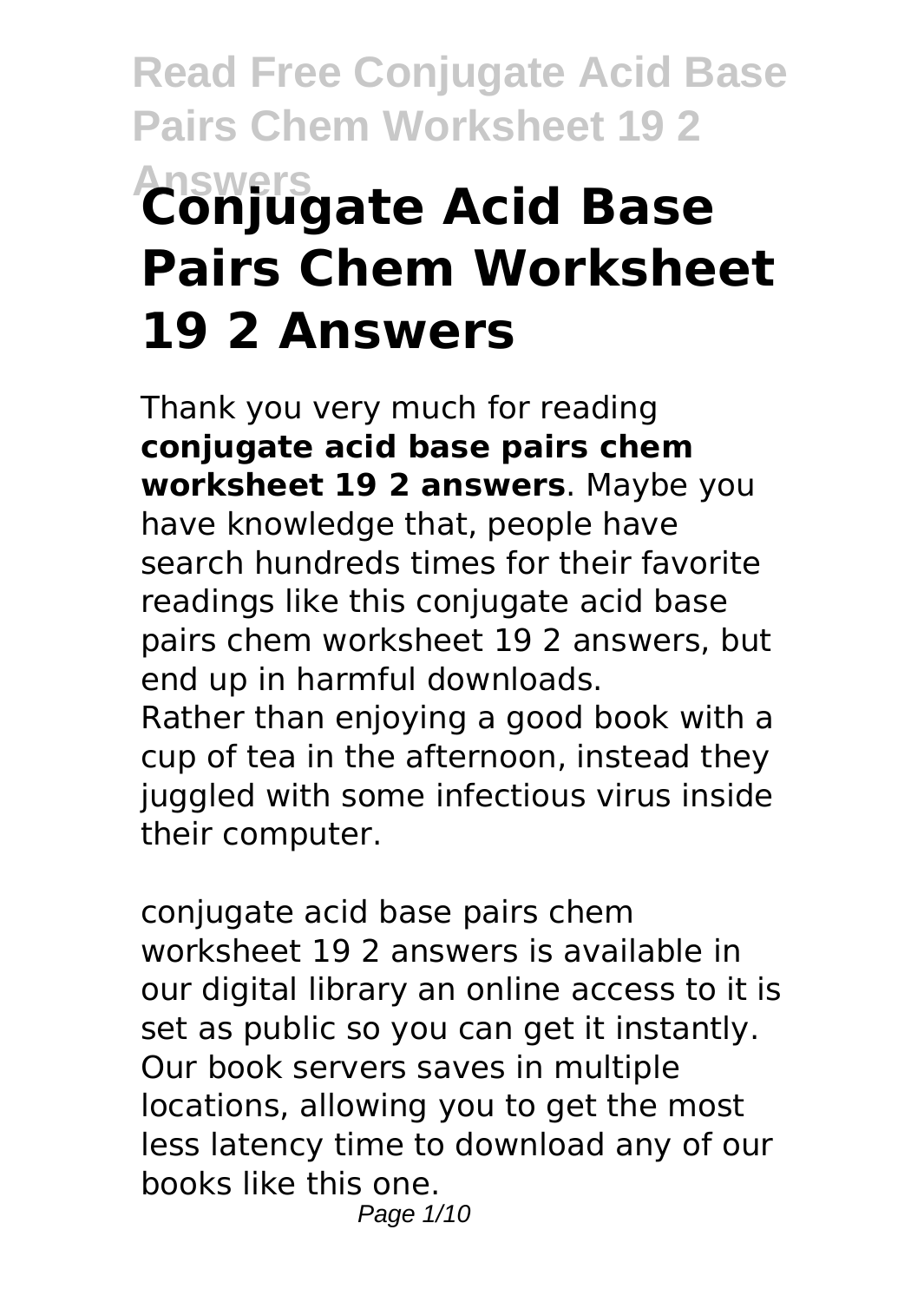# Conjugate Acid Base Pairs Chem Worksheet 19 2 Answers

Thank you very much for reading **conjugate acid base pairs chem worksheet 19 2 answers**. Maybe you have knowledge that, people have search hundreds times for their favorite readings like this conjugate acid base pairs chem worksheet 19 2 answers, but end up in harmful downloads.

Rather than enjoying a good book with a cup of tea in the afternoon, instead they juggled with some infectious virus inside their computer.

conjugate acid base pairs chem worksheet 19 2 answers is available in our digital library an online access to it is set as public so you can get it instantly. Our book servers saves in multiple locations, allowing you to get the most less latency time to download any of our books like this one.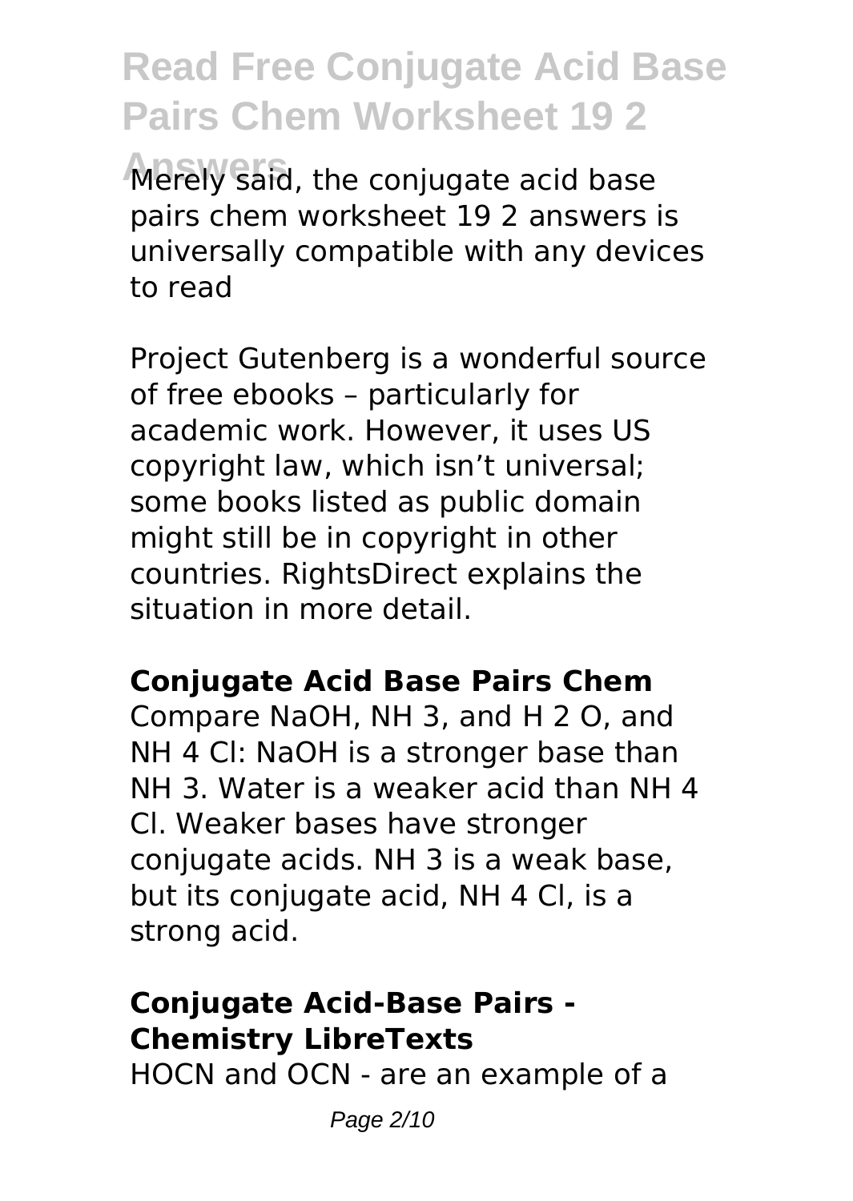Merely said, the conjugate acid base pairs chem worksheet 19 2 answers is universally compatible with any devices to read

Project Gutenberg is a wonderful source of free ebooks – particularly for academic work. However, it uses US copyright law, which isn't universal; some books listed as public domain might still be in copyright in other countries. RightsDirect explains the situation in more detail.

**Conjugate Acid Base Pairs Chem**

Compare NaOH, $NH_3$, and $H_2O$, and $NH_4Cl$: NaOH is a stronger base than $NH_3$. Water is a weaker acid than $NH_4Cl$. Weaker bases have stronger conjugate acids. $NH_3$ is a weak base, but its conjugate acid, $NH_4Cl$, is a strong acid.

**Conjugate Acid-Base Pairs - Chemistry LibreTexts**

HOCN and $OCN^-$ are an example of a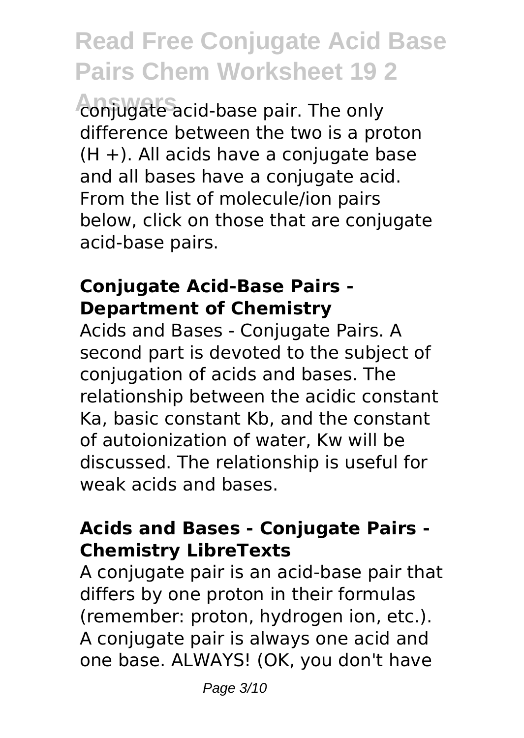conjugate acid-base pair. The only difference between the two is a proton ($H^+$). All acids have a conjugate base and all bases have a conjugate acid. From the list of molecule/ion pairs below, click on those that are conjugate acid-base pairs.

### Conjugate Acid-Base Pairs - Department of Chemistry

Acids and Bases - Conjugate Pairs. A second part is devoted to the subject of conjugation of acids and bases. The relationship between the acidic constant Ka, basic constant Kb, and the constant of autoionization of water, Kw will be discussed. The relationship is useful for weak acids and bases.

### Acids and Bases - Conjugate Pairs - Chemistry LibreTexts

A conjugate pair is an acid-base pair that differs by one proton in their formulas (remember: proton, hydrogen ion, etc.). A conjugate pair is always one acid and one base. ALWAYS! (OK, you don't have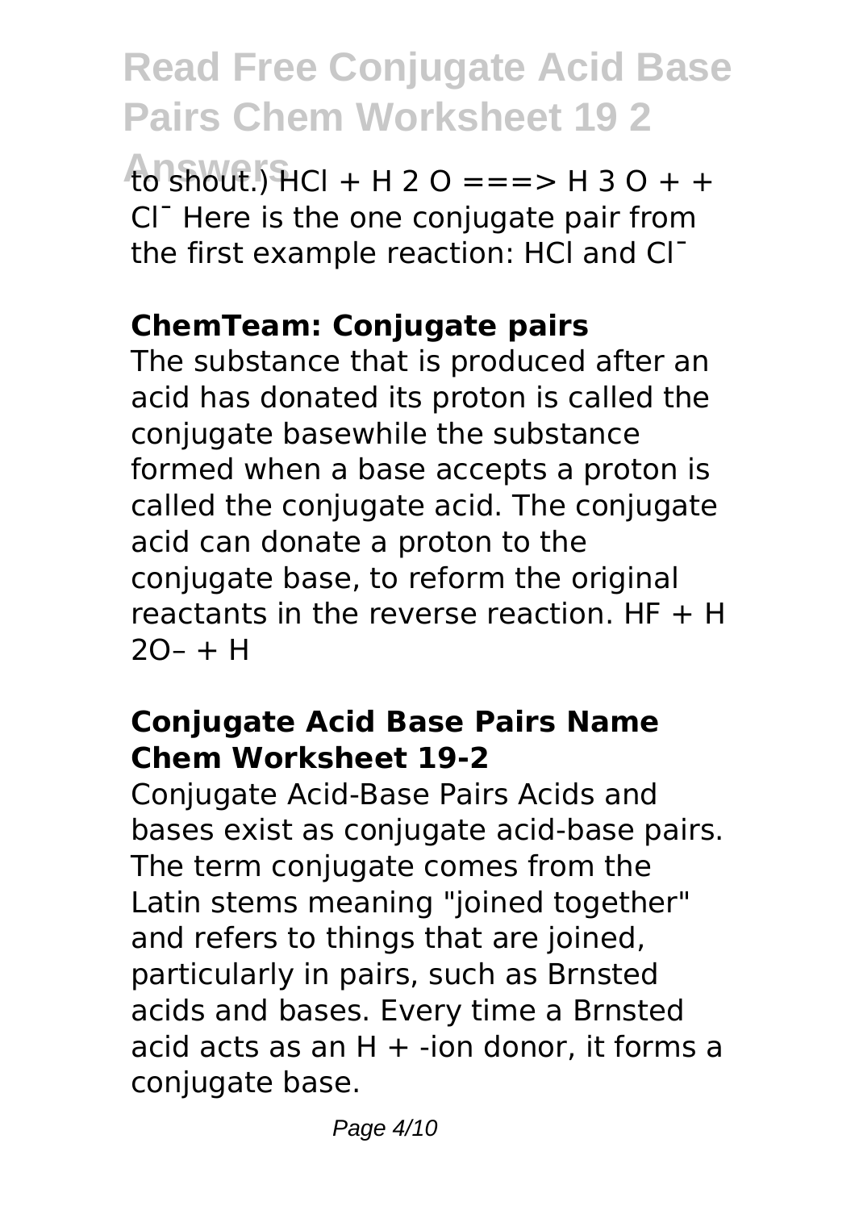to shout.) HCl + $H_2O$ ===> $H_3O^+$ + $Cl^-$ Here is the one conjugate pair from the first example reaction: HCl and $Cl^-$

**ChemTeam: Conjugate pairs**

The substance that is produced after an acid has donated its proton is called the conjugate basewhile the substance formed when a base accepts a proton is called the conjugate acid. The conjugate acid can donate a proton to the conjugate base, to reform the original reactants in the reverse reaction. HF + H 2O– + H

**Conjugate Acid Base Pairs Name Chem Worksheet 19-2**

Conjugate Acid-Base Pairs Acids and bases exist as conjugate acid-base pairs. The term conjugate comes from the Latin stems meaning "joined together" and refers to things that are joined, particularly in pairs, such as Brnsted acids and bases. Every time a Brnsted acid acts as an $H^+$ -ion donor, it forms a conjugate base.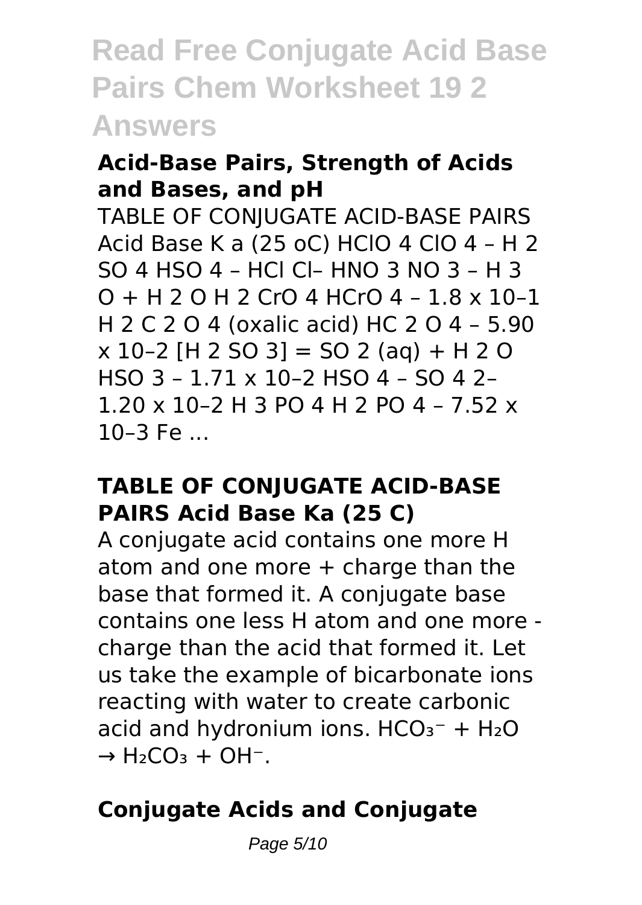### Acid-Base Pairs, Strength of Acids and Bases, and pH

TABLE OF CONJUGATE ACID-BASE PAIRS Acid Base K a (25 oC) HClO 4 ClO 4 – H 2 SO 4 HSO 4 – HCl Cl– HNO 3 NO 3 – H 3 O + H 2 O H 2 CrO 4 HCrO 4 – 1.8 x 10–1 H 2 C 2 O 4 (oxalic acid) HC 2 O 4 – 5.90 x 10–2 [H 2 SO 3] = SO 2 (aq) + H 2 O HSO 3 – 1.71 x 10–2 HSO 4 – SO 4 2– 1.20 x 10–2 H 3 PO 4 H 2 PO 4 – 7.52 x 10–3 Fe ...

### TABLE OF CONJUGATE ACID-BASE PAIRS Acid Base Ka (25 C)

A conjugate acid contains one more H atom and one more + charge than the base that formed it. A conjugate base contains one less H atom and one more - charge than the acid that formed it. Let us take the example of bicarbonate ions reacting with water to create carbonic acid and hydronium ions. $HCO_3^- + H_2O \rightarrow H_2CO_3 + OH^-$.

### Conjugate Acids and Conjugate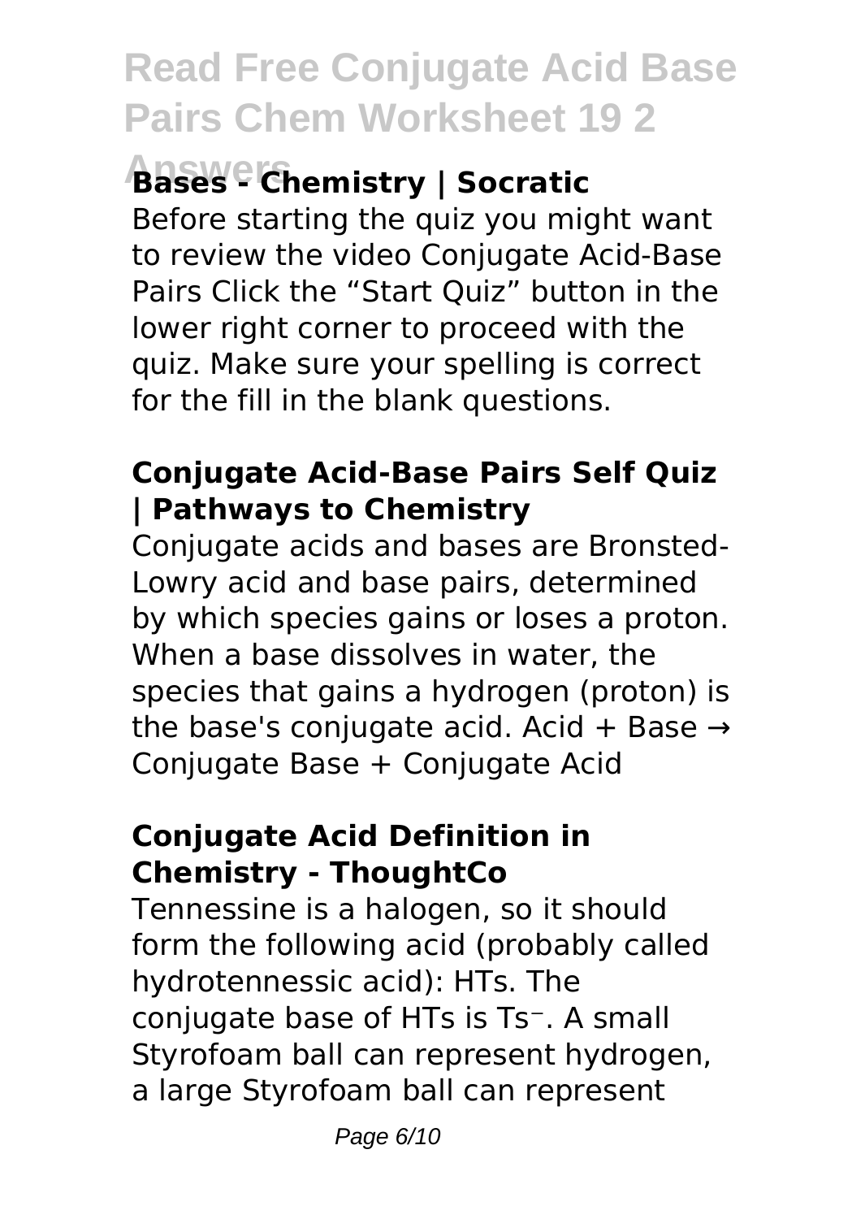## Bases - Chemistry | Socratic

Before starting the quiz you might want to review the video Conjugate Acid-Base Pairs Click the "Start Quiz" button in the lower right corner to proceed with the quiz. Make sure your spelling is correct for the fill in the blank questions.

### Conjugate Acid-Base Pairs Self Quiz | Pathways to Chemistry

Conjugate acids and bases are Bronsted-Lowry acid and base pairs, determined by which species gains or loses a proton. When a base dissolves in water, the species that gains a hydrogen (proton) is the base's conjugate acid. Acid + Base → Conjugate Base + Conjugate Acid

### Conjugate Acid Definition in Chemistry - ThoughtCo

Tennessine is a halogen, so it should form the following acid (probably called hydrotennessic acid): HTs. The conjugate base of HTs is $Ts^-$. A small Styrofoam ball can represent hydrogen, a large Styrofoam ball can represent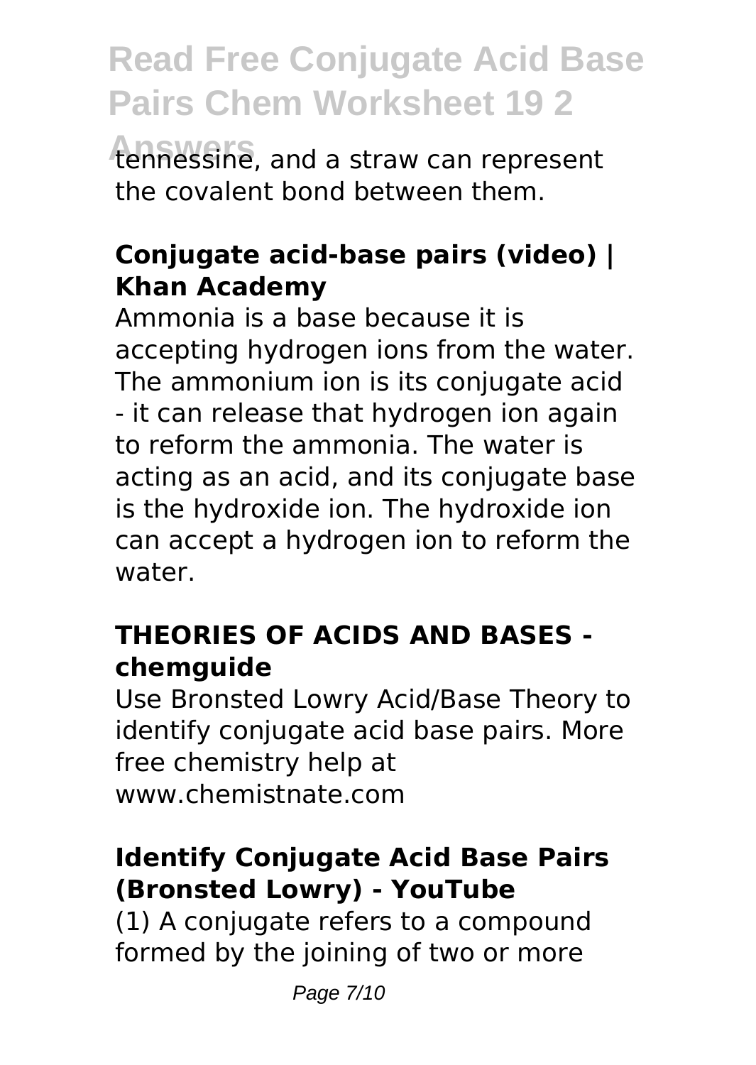tennessine, and a straw can represent the covalent bond between them.

### Conjugate acid-base pairs (video) | Khan Academy

Ammonia is a base because it is accepting hydrogen ions from the water. The ammonium ion is its conjugate acid - it can release that hydrogen ion again to reform the ammonia. The water is acting as an acid, and its conjugate base is the hydroxide ion. The hydroxide ion can accept a hydrogen ion to reform the water.

### THEORIES OF ACIDS AND BASES - chemguide

Use Bronsted Lowry Acid/Base Theory to identify conjugate acid base pairs. More free chemistry help at www.chemistnate.com

### Identify Conjugate Acid Base Pairs (Bronsted Lowry) - YouTube

(1) A conjugate refers to a compound formed by the joining of two or more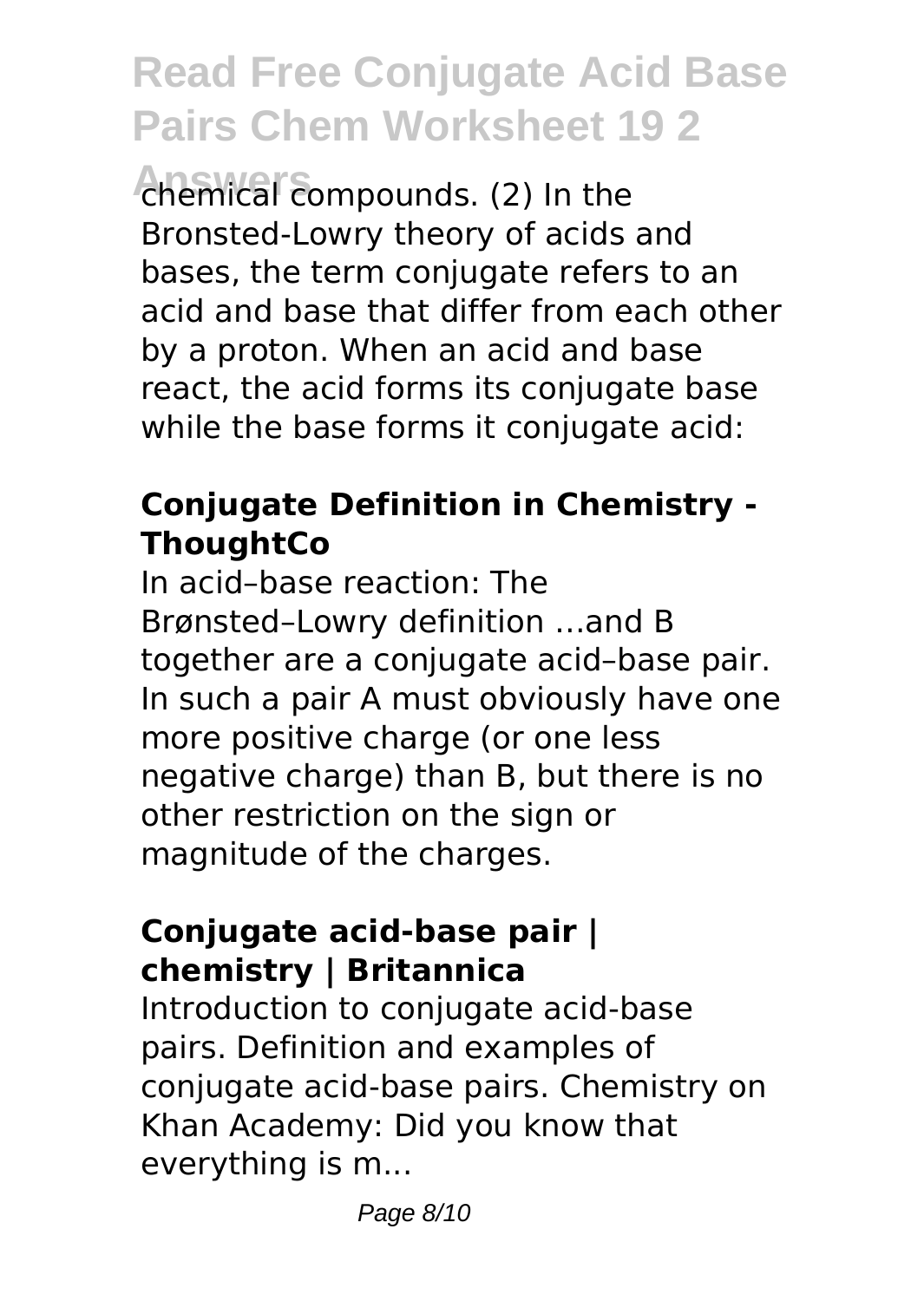chemical compounds. (2) In the Bronsted-Lowry theory of acids and bases, the term conjugate refers to an acid and base that differ from each other by a proton. When an acid and base react, the acid forms its conjugate base while the base forms it conjugate acid:

### Conjugate Definition in Chemistry - ThoughtCo

In acid–base reaction: The Brønsted–Lowry definition ...and B together are a conjugate acid–base pair. In such a pair A must obviously have one more positive charge (or one less negative charge) than B, but there is no other restriction on the sign or magnitude of the charges.

### Conjugate acid-base pair | chemistry | Britannica

Introduction to conjugate acid-base pairs. Definition and examples of conjugate acid-base pairs. Chemistry on Khan Academy: Did you know that everything is m...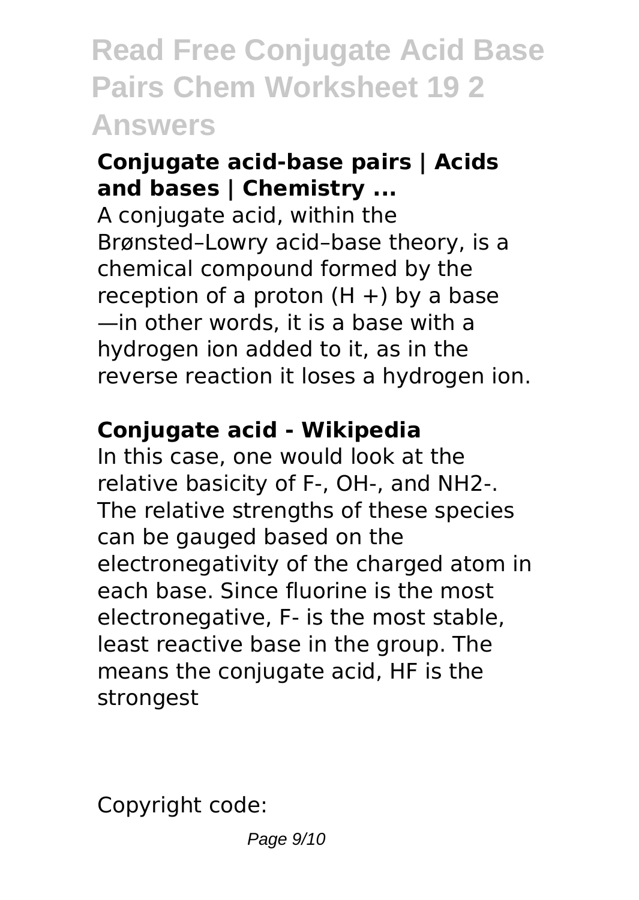**Conjugate acid-base pairs | Acids and bases | Chemistry ...**

A conjugate acid, within the Brønsted–Lowry acid–base theory, is a chemical compound formed by the reception of a proton (H +) by a base —in other words, it is a base with a hydrogen ion added to it, as in the reverse reaction it loses a hydrogen ion.

**Conjugate acid - Wikipedia**

In this case, one would look at the relative basicity of F-, OH-, and NH2-. The relative strengths of these species can be gauged based on the electronegativity of the charged atom in each base. Since fluorine is the most electronegative, F- is the most stable, least reactive base in the group. The means the conjugate acid, HF is the strongest

Copyright code: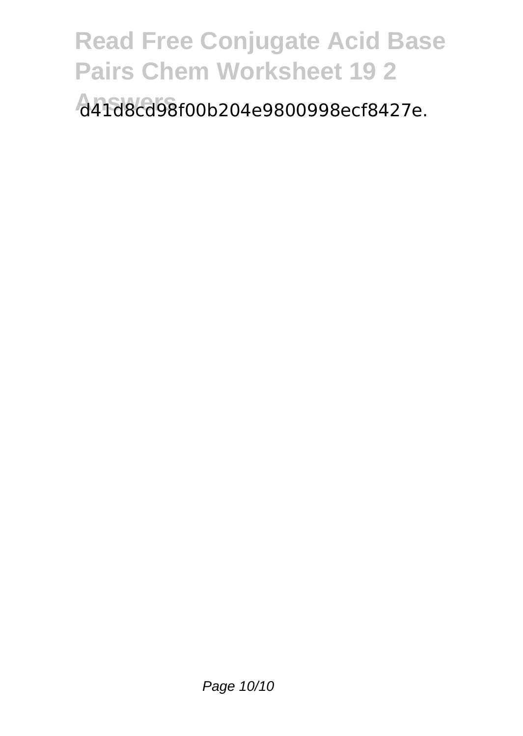d41d8cd98f00b204e9800998ecf8427e.